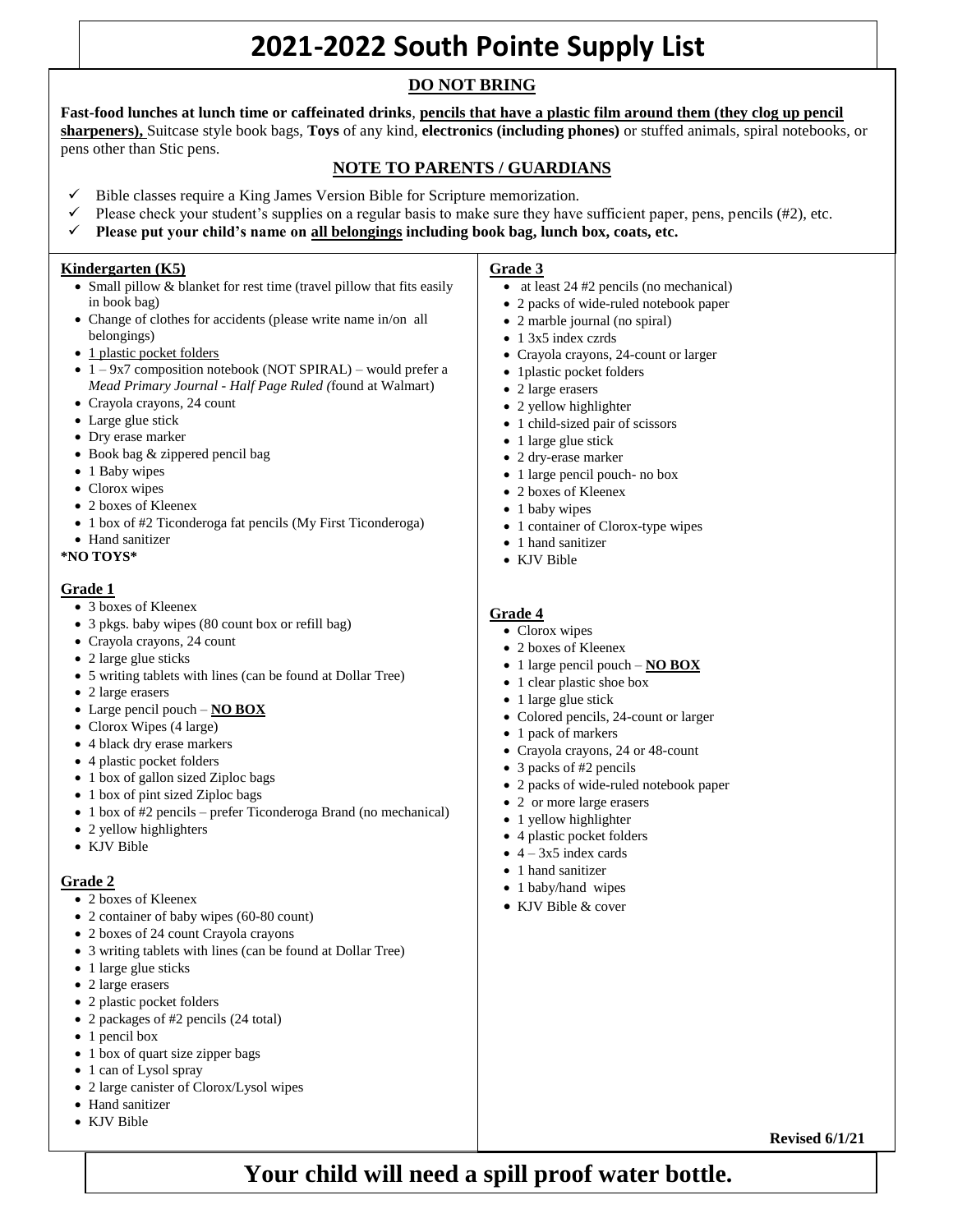# 2021-2022 South Pointe Supply List

## DO NOT BRING

**Fast-food lunches at lunch time or caffeinated drinks**, **pencils that have a plastic film around them (they clog up pencil sharpeners),** Suitcase style book bags, **Toys** of any kind, **electronics (including phones)** or stuffed animals, spiral notebooks, or pens other than Stic pens.

## NOTE TO PARENTS / GUARDIANS

- ✓ Bible classes require a King James Version Bible for Scripture memorization.
- ✓ Please check your student's supplies on a regular basis to make sure they have sufficient paper, pens, pencils (#2), etc.
- ✓ **Please put your child's name on all belongings including book bag, lunch box, coats, etc.**

### Kindergarten (K5)

- Small pillow & blanket for rest time (travel pillow that fits easily in book bag)
- Change of clothes for accidents (please write name in/on all belongings)
- 1 plastic pocket folders
- 1 – 9x7 composition notebook (NOT SPIRAL) – would prefer a *Mead Primary Journal - Half Page Ruled (*found at Walmart)
- Crayola crayons, 24 count
- Large glue stick
- Dry erase marker
- Book bag & zippered pencil bag
- 1 Baby wipes
- Clorox wipes
- 2 boxes of Kleenex
- 1 box of #2 Ticonderoga fat pencils (My First Ticonderoga)
- Hand sanitizer

**\*NO TOYS\***

### Grade 1

- 3 boxes of Kleenex
- 3 pkgs. baby wipes (80 count box or refill bag)
- Crayola crayons, 24 count
- 2 large glue sticks
- 5 writing tablets with lines (can be found at Dollar Tree)
- 2 large erasers
- Large pencil pouch – **NO BOX**
- Clorox Wipes (4 large)
- 4 black dry erase markers
- 4 plastic pocket folders
- 1 box of gallon sized Ziploc bags
- 1 box of pint sized Ziploc bags
- 1 box of #2 pencils – prefer Ticonderoga Brand (no mechanical)
- 2 yellow highlighters
- KJV Bible

### Grade 2

- 2 boxes of Kleenex
- 2 container of baby wipes (60-80 count)
- 2 boxes of 24 count Crayola crayons
- 3 writing tablets with lines (can be found at Dollar Tree)
- 1 large glue sticks
- 2 large erasers
- 2 plastic pocket folders
- 2 packages of #2 pencils (24 total)
- 1 pencil box
- 1 box of quart size zipper bags
- 1 can of Lysol spray
- 2 large canister of Clorox/Lysol wipes
- Hand sanitizer
- KJV Bible

### Grade 3

- at least 24 #2 pencils (no mechanical)
- 2 packs of wide-ruled notebook paper
- 2 marble journal (no spiral)
- 1 3x5 index czrds
- Crayola crayons, 24-count or larger
- 1plastic pocket folders
- 2 large erasers
- 2 yellow highlighter
- 1 child-sized pair of scissors
- 1 large glue stick
- 2 dry-erase marker
- 1 large pencil pouch- no box
- 2 boxes of Kleenex
- 1 baby wipes
- 1 container of Clorox-type wipes
- 1 hand sanitizer
- KJV Bible

### Grade 4

- Clorox wipes
- 2 boxes of Kleenex
- 1 large pencil pouch – **NO BOX**
- 1 clear plastic shoe box
- 1 large glue stick
- Colored pencils, 24-count or larger
- 1 pack of markers
- Crayola crayons, 24 or 48-count
- 3 packs of #2 pencils
- 2 packs of wide-ruled notebook paper
- 2 or more large erasers
- 1 yellow highlighter
- 4 plastic pocket folders
- 4 – 3x5 index cards
- 1 hand sanitizer
- 1 baby/hand wipes
- KJV Bible & cover

**Revised 6/1/21**

## Your child will need a spill proof water bottle.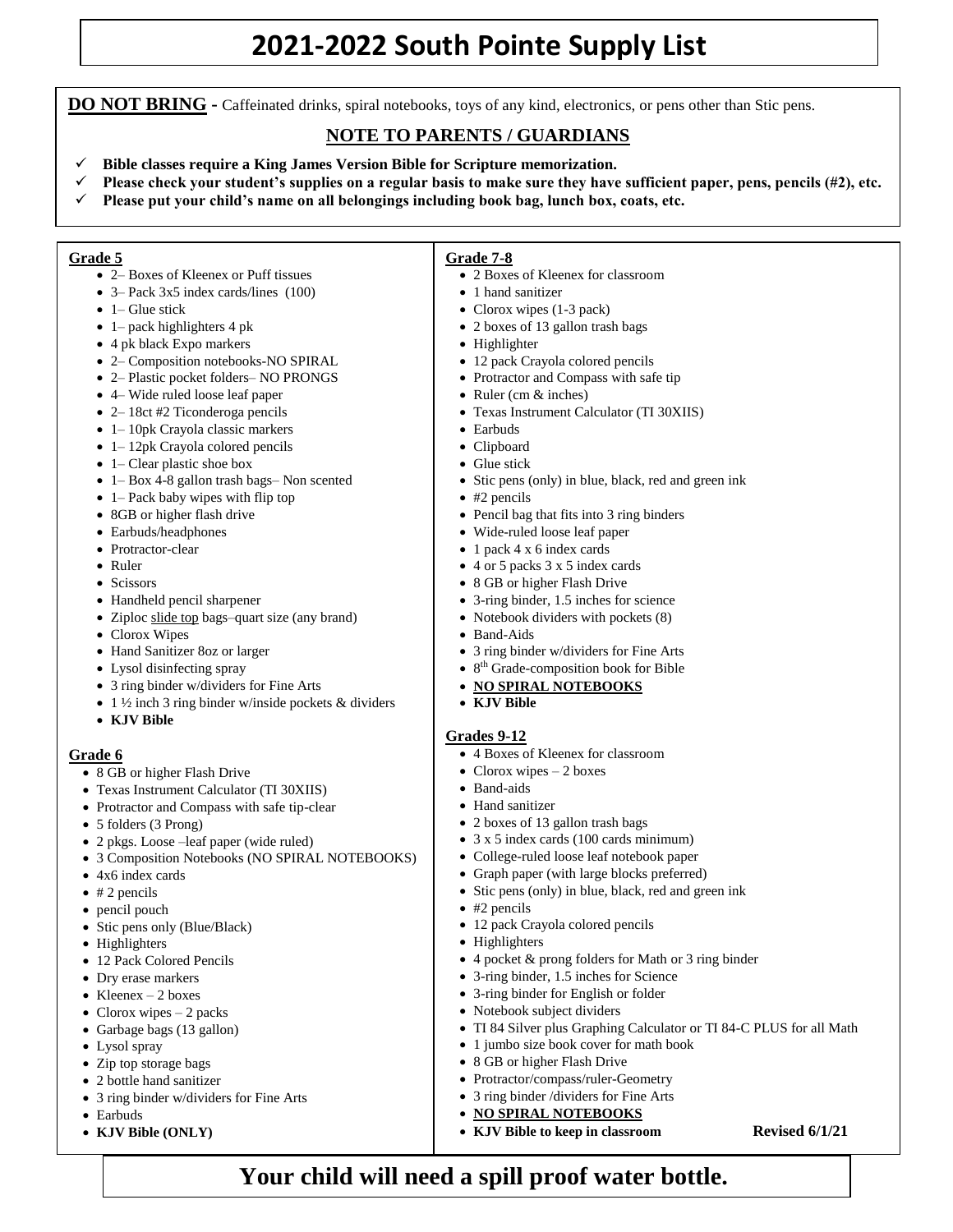# 2021-2022 South Pointe Supply List

**DO NOT BRING** - Caffeinated drinks, spiral notebooks, toys of any kind, electronics, or pens other than Stic pens.

## NOTE TO PARENTS / GUARDIANS

- ✓ **Bible classes require a King James Version Bible for Scripture memorization.**
- ✓ **Please check your student's supplies on a regular basis to make sure they have sufficient paper, pens, pencils (#2), etc.**
- ✓ **Please put your child's name on all belongings including book bag, lunch box, coats, etc.**

### Grade 5

- 2– Boxes of Kleenex or Puff tissues
- 3– Pack 3x5 index cards/lines (100)
- 1– Glue stick
- 1– pack highlighters 4 pk
- 4 pk black Expo markers
- 2– Composition notebooks-NO SPIRAL
- 2– Plastic pocket folders– NO PRONGS
- 4– Wide ruled loose leaf paper
- 2– 18ct #2 Ticonderoga pencils
- 1– 10pk Crayola classic markers
- 1– 12pk Crayola colored pencils
- 1– Clear plastic shoe box
- 1– Box 4-8 gallon trash bags– Non scented
- 1– Pack baby wipes with flip top
- 8GB or higher flash drive
- Earbuds/headphones
- Protractor-clear
- Ruler
- Scissors
- Handheld pencil sharpener
- Ziploc slide top bags–quart size (any brand)
- Clorox Wipes
- Hand Sanitizer 8oz or larger
- Lysol disinfecting spray
- 3 ring binder w/dividers for Fine Arts
- 1 ½ inch 3 ring binder w/inside pockets & dividers
- **KJV Bible**

### Grade 6

- 8 GB or higher Flash Drive
- Texas Instrument Calculator (TI 30XIIS)
- Protractor and Compass with safe tip-clear
- 5 folders (3 Prong)
- 2 pkgs. Loose –leaf paper (wide ruled)
- 3 Composition Notebooks (NO SPIRAL NOTEBOOKS)
- 4x6 index cards
- # 2 pencils
- pencil pouch
- Stic pens only (Blue/Black)
- Highlighters
- 12 Pack Colored Pencils
- Dry erase markers
- Kleenex – 2 boxes
- Clorox wipes – 2 packs
- Garbage bags (13 gallon)
- Lysol spray
- Zip top storage bags
- 2 bottle hand sanitizer
- 3 ring binder w/dividers for Fine Arts
- Earbuds
- **KJV Bible (ONLY)**

### Grade 7-8

- 2 Boxes of Kleenex for classroom
- 1 hand sanitizer
- Clorox wipes (1-3 pack)
- 2 boxes of 13 gallon trash bags
- Highlighter
- 12 pack Crayola colored pencils
- Protractor and Compass with safe tip
- Ruler (cm & inches)
- Texas Instrument Calculator (TI 30XIIS)
- Earbuds
- Clipboard
- Glue stick
- Stic pens (only) in blue, black, red and green ink
- #2 pencils
- Pencil bag that fits into 3 ring binders
- Wide-ruled loose leaf paper
- 1 pack 4 x 6 index cards
- 4 or 5 packs 3 x 5 index cards
- 8 GB or higher Flash Drive
- 3-ring binder, 1.5 inches for science
- Notebook dividers with pockets (8)
- Band-Aids
- 3 ring binder w/dividers for Fine Arts
- 8th Grade-composition book for Bible
- **NO SPIRAL NOTEBOOKS**
- **KJV Bible**

### Grades 9-12

- 4 Boxes of Kleenex for classroom
- Clorox wipes – 2 boxes
- Band-aids
- Hand sanitizer
- 2 boxes of 13 gallon trash bags
- 3 x 5 index cards (100 cards minimum)
- College-ruled loose leaf notebook paper
- Graph paper (with large blocks preferred)
- Stic pens (only) in blue, black, red and green ink
- #2 pencils
- 12 pack Crayola colored pencils
- Highlighters
- 4 pocket & prong folders for Math or 3 ring binder
- 3-ring binder, 1.5 inches for Science
- 3-ring binder for English or folder
- Notebook subject dividers
- TI 84 Silver plus Graphing Calculator or TI 84-C PLUS for all Math
- 1 jumbo size book cover for math book
- 8 GB or higher Flash Drive
- Protractor/compass/ruler-Geometry
- 3 ring binder /dividers for Fine Arts
- **NO SPIRAL NOTEBOOKS**
- **KJV Bible to keep in classroom**

**Revised 6/1/21**

**Your child will need a spill proof water bottle.**